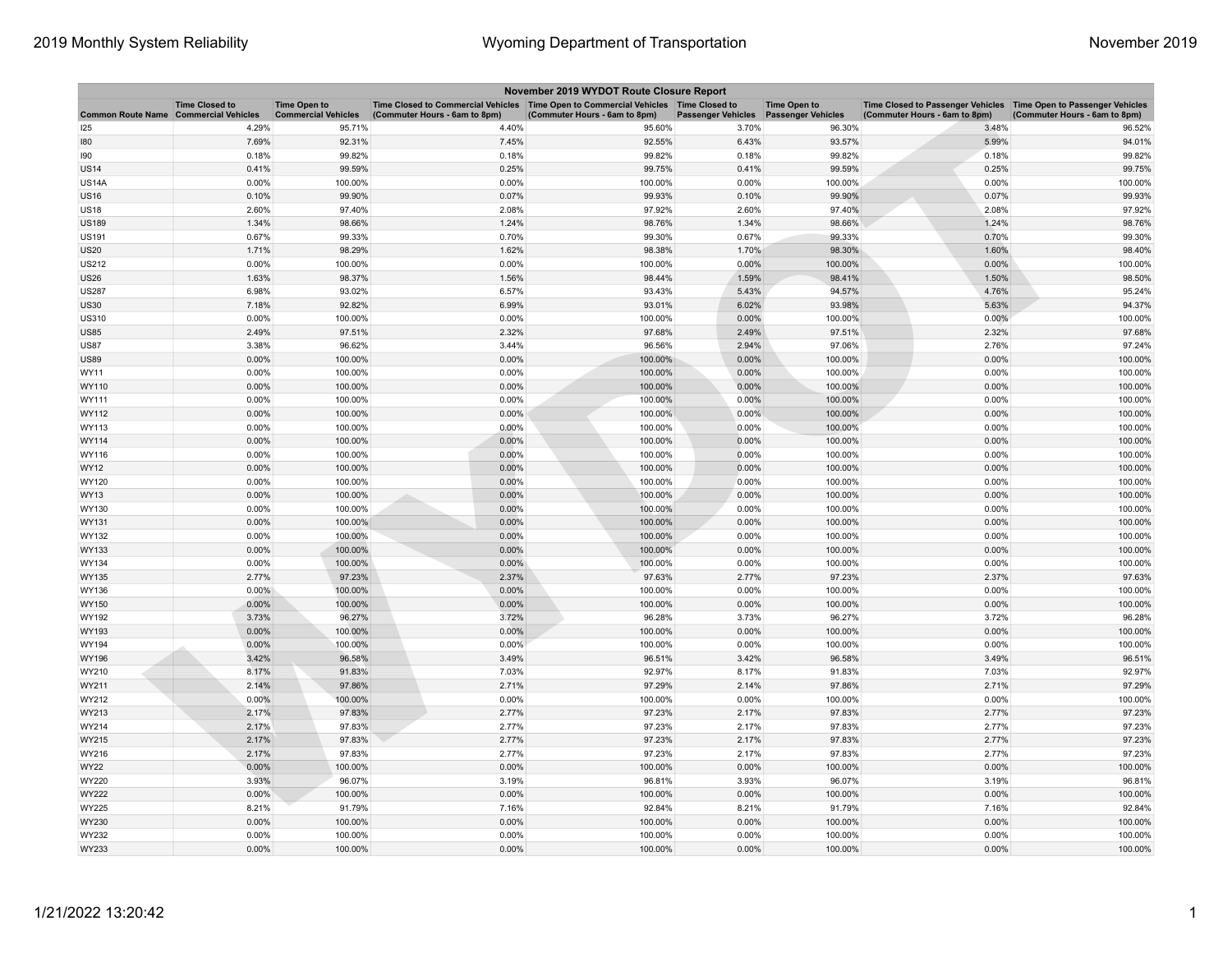| November 2019 WYDOT Route Closure Report | | | | | | | | |
|---|---|---|---|---|---|---|---|---|
| Common Route Name | Time Closed to Commercial Vehicles | Time Open to Commercial Vehicles | Time Closed to Commercial Vehicles (Commuter Hours - 6am to 8pm) | Time Open to Commercial Vehicles (Commuter Hours - 6am to 8pm) | Time Closed to Passenger Vehicles | Time Open to Passenger Vehicles | Time Closed to Passenger Vehicles (Commuter Hours - 6am to 8pm) | Time Open to Passenger Vehicles (Commuter Hours - 6am to 8pm) |
| I25 | 4.29% | 95.71% | 4.40% | 95.60% | 3.70% | 96.30% | 3.48% | 96.52% |
| I80 | 7.69% | 92.31% | 7.45% | 92.55% | 6.43% | 93.57% | 5.99% | 94.01% |
| I90 | 0.18% | 99.82% | 0.18% | 99.82% | 0.18% | 99.82% | 0.18% | 99.82% |
| US14 | 0.41% | 99.59% | 0.25% | 99.75% | 0.41% | 99.59% | 0.25% | 99.75% |
| US14A | 0.00% | 100.00% | 0.00% | 100.00% | 0.00% | 100.00% | 0.00% | 100.00% |
| US16 | 0.10% | 99.90% | 0.07% | 99.93% | 0.10% | 99.90% | 0.07% | 99.93% |
| US18 | 2.60% | 97.40% | 2.08% | 97.92% | 2.60% | 97.40% | 2.08% | 97.92% |
| US189 | 1.34% | 98.66% | 1.24% | 98.76% | 1.34% | 98.66% | 1.24% | 98.76% |
| US191 | 0.67% | 99.33% | 0.70% | 99.30% | 0.67% | 99.33% | 0.70% | 99.30% |
| US20 | 1.71% | 98.29% | 1.62% | 98.38% | 1.70% | 98.30% | 1.60% | 98.40% |
| US212 | 0.00% | 100.00% | 0.00% | 100.00% | 0.00% | 100.00% | 0.00% | 100.00% |
| US26 | 1.63% | 98.37% | 1.56% | 98.44% | 1.59% | 98.41% | 1.50% | 98.50% |
| US287 | 6.98% | 93.02% | 6.57% | 93.43% | 5.43% | 94.57% | 4.76% | 95.24% |
| US30 | 7.18% | 92.82% | 6.99% | 93.01% | 6.02% | 93.98% | 5.63% | 94.37% |
| US310 | 0.00% | 100.00% | 0.00% | 100.00% | 0.00% | 100.00% | 0.00% | 100.00% |
| US85 | 2.49% | 97.51% | 2.32% | 97.68% | 2.49% | 97.51% | 2.32% | 97.68% |
| US87 | 3.38% | 96.62% | 3.44% | 96.56% | 2.94% | 97.06% | 2.76% | 97.24% |
| US89 | 0.00% | 100.00% | 0.00% | 100.00% | 0.00% | 100.00% | 0.00% | 100.00% |
| WY11 | 0.00% | 100.00% | 0.00% | 100.00% | 0.00% | 100.00% | 0.00% | 100.00% |
| WY110 | 0.00% | 100.00% | 0.00% | 100.00% | 0.00% | 100.00% | 0.00% | 100.00% |
| WY111 | 0.00% | 100.00% | 0.00% | 100.00% | 0.00% | 100.00% | 0.00% | 100.00% |
| WY112 | 0.00% | 100.00% | 0.00% | 100.00% | 0.00% | 100.00% | 0.00% | 100.00% |
| WY113 | 0.00% | 100.00% | 0.00% | 100.00% | 0.00% | 100.00% | 0.00% | 100.00% |
| WY114 | 0.00% | 100.00% | 0.00% | 100.00% | 0.00% | 100.00% | 0.00% | 100.00% |
| WY116 | 0.00% | 100.00% | 0.00% | 100.00% | 0.00% | 100.00% | 0.00% | 100.00% |
| WY12 | 0.00% | 100.00% | 0.00% | 100.00% | 0.00% | 100.00% | 0.00% | 100.00% |
| WY120 | 0.00% | 100.00% | 0.00% | 100.00% | 0.00% | 100.00% | 0.00% | 100.00% |
| WY13 | 0.00% | 100.00% | 0.00% | 100.00% | 0.00% | 100.00% | 0.00% | 100.00% |
| WY130 | 0.00% | 100.00% | 0.00% | 100.00% | 0.00% | 100.00% | 0.00% | 100.00% |
| WY131 | 0.00% | 100.00% | 0.00% | 100.00% | 0.00% | 100.00% | 0.00% | 100.00% |
| WY132 | 0.00% | 100.00% | 0.00% | 100.00% | 0.00% | 100.00% | 0.00% | 100.00% |
| WY133 | 0.00% | 100.00% | 0.00% | 100.00% | 0.00% | 100.00% | 0.00% | 100.00% |
| WY134 | 0.00% | 100.00% | 0.00% | 100.00% | 0.00% | 100.00% | 0.00% | 100.00% |
| WY135 | 2.77% | 97.23% | 2.37% | 97.63% | 2.77% | 97.23% | 2.37% | 97.63% |
| WY136 | 0.00% | 100.00% | 0.00% | 100.00% | 0.00% | 100.00% | 0.00% | 100.00% |
| WY150 | 0.00% | 100.00% | 0.00% | 100.00% | 0.00% | 100.00% | 0.00% | 100.00% |
| WY192 | 3.73% | 96.27% | 3.72% | 96.28% | 3.73% | 96.27% | 3.72% | 96.28% |
| WY193 | 0.00% | 100.00% | 0.00% | 100.00% | 0.00% | 100.00% | 0.00% | 100.00% |
| WY194 | 0.00% | 100.00% | 0.00% | 100.00% | 0.00% | 100.00% | 0.00% | 100.00% |
| WY196 | 3.42% | 96.58% | 3.49% | 96.51% | 3.42% | 96.58% | 3.49% | 96.51% |
| WY210 | 8.17% | 91.83% | 7.03% | 92.97% | 8.17% | 91.83% | 7.03% | 92.97% |
| WY211 | 2.14% | 97.86% | 2.71% | 97.29% | 2.14% | 97.86% | 2.71% | 97.29% |
| WY212 | 0.00% | 100.00% | 0.00% | 100.00% | 0.00% | 100.00% | 0.00% | 100.00% |
| WY213 | 2.17% | 97.83% | 2.77% | 97.23% | 2.17% | 97.83% | 2.77% | 97.23% |
| WY214 | 2.17% | 97.83% | 2.77% | 97.23% | 2.17% | 97.83% | 2.77% | 97.23% |
| WY215 | 2.17% | 97.83% | 2.77% | 97.23% | 2.17% | 97.83% | 2.77% | 97.23% |
| WY216 | 2.17% | 97.83% | 2.77% | 97.23% | 2.17% | 97.83% | 2.77% | 97.23% |
| WY22 | 0.00% | 100.00% | 0.00% | 100.00% | 0.00% | 100.00% | 0.00% | 100.00% |
| WY220 | 3.93% | 96.07% | 3.19% | 96.81% | 3.93% | 96.07% | 3.19% | 96.81% |
| WY222 | 0.00% | 100.00% | 0.00% | 100.00% | 0.00% | 100.00% | 0.00% | 100.00% |
| WY225 | 8.21% | 91.79% | 7.16% | 92.84% | 8.21% | 91.79% | 7.16% | 92.84% |
| WY230 | 0.00% | 100.00% | 0.00% | 100.00% | 0.00% | 100.00% | 0.00% | 100.00% |
| WY232 | 0.00% | 100.00% | 0.00% | 100.00% | 0.00% | 100.00% | 0.00% | 100.00% |
| WY233 | 0.00% | 100.00% | 0.00% | 100.00% | 0.00% | 100.00% | 0.00% | 100.00% |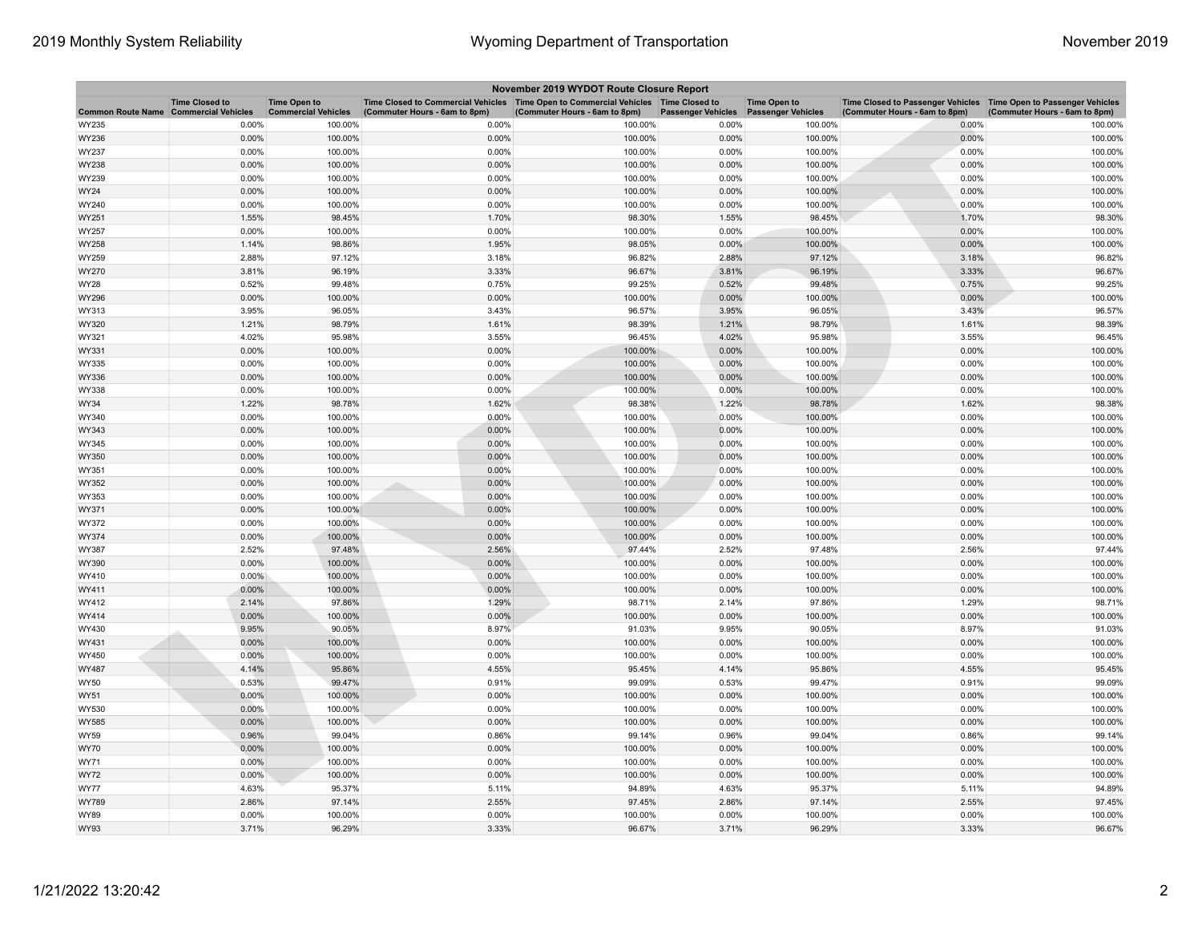| November 2019 WYDOT Route Closure Report | | | | | | | | |
|---|---|---|---|---|---|---|---|---|
| Common Route Name | Time Closed to Commercial Vehicles | Time Open to Commercial Vehicles | Time Closed to Commercial Vehicles (Commuter Hours - 6am to 8pm) | Time Open to Commercial Vehicles (Commuter Hours - 6am to 8pm) | Time Closed to Passenger Vehicles | Time Open to Passenger Vehicles | Time Closed to Passenger Vehicles (Commuter Hours - 6am to 8pm) | Time Open to Passenger Vehicles (Commuter Hours - 6am to 8pm) |
| WY235 | 0.00% | 100.00% | 0.00% | 100.00% | 0.00% | 100.00% | 0.00% | 100.00% |
| WY236 | 0.00% | 100.00% | 0.00% | 100.00% | 0.00% | 100.00% | 0.00% | 100.00% |
| WY237 | 0.00% | 100.00% | 0.00% | 100.00% | 0.00% | 100.00% | 0.00% | 100.00% |
| WY238 | 0.00% | 100.00% | 0.00% | 100.00% | 0.00% | 100.00% | 0.00% | 100.00% |
| WY239 | 0.00% | 100.00% | 0.00% | 100.00% | 0.00% | 100.00% | 0.00% | 100.00% |
| WY24 | 0.00% | 100.00% | 0.00% | 100.00% | 0.00% | 100.00% | 0.00% | 100.00% |
| WY240 | 0.00% | 100.00% | 0.00% | 100.00% | 0.00% | 100.00% | 0.00% | 100.00% |
| WY251 | 1.55% | 98.45% | 1.70% | 98.30% | 1.55% | 98.45% | 1.70% | 98.30% |
| WY257 | 0.00% | 100.00% | 0.00% | 100.00% | 0.00% | 100.00% | 0.00% | 100.00% |
| WY258 | 1.14% | 98.86% | 1.95% | 98.05% | 0.00% | 100.00% | 0.00% | 100.00% |
| WY259 | 2.88% | 97.12% | 3.18% | 96.82% | 2.88% | 97.12% | 3.18% | 96.82% |
| WY270 | 3.81% | 96.19% | 3.33% | 96.67% | 3.81% | 96.19% | 3.33% | 96.67% |
| WY28 | 0.52% | 99.48% | 0.75% | 99.25% | 0.52% | 99.48% | 0.75% | 99.25% |
| WY296 | 0.00% | 100.00% | 0.00% | 100.00% | 0.00% | 100.00% | 0.00% | 100.00% |
| WY313 | 3.95% | 96.05% | 3.43% | 96.57% | 3.95% | 96.05% | 3.43% | 96.57% |
| WY320 | 1.21% | 98.79% | 1.61% | 98.39% | 1.21% | 98.79% | 1.61% | 98.39% |
| WY321 | 4.02% | 95.98% | 3.55% | 96.45% | 4.02% | 95.98% | 3.55% | 96.45% |
| WY331 | 0.00% | 100.00% | 0.00% | 100.00% | 0.00% | 100.00% | 0.00% | 100.00% |
| WY335 | 0.00% | 100.00% | 0.00% | 100.00% | 0.00% | 100.00% | 0.00% | 100.00% |
| WY336 | 0.00% | 100.00% | 0.00% | 100.00% | 0.00% | 100.00% | 0.00% | 100.00% |
| WY338 | 0.00% | 100.00% | 0.00% | 100.00% | 0.00% | 100.00% | 0.00% | 100.00% |
| WY34 | 1.22% | 98.78% | 1.62% | 98.38% | 1.22% | 98.78% | 1.62% | 98.38% |
| WY340 | 0.00% | 100.00% | 0.00% | 100.00% | 0.00% | 100.00% | 0.00% | 100.00% |
| WY343 | 0.00% | 100.00% | 0.00% | 100.00% | 0.00% | 100.00% | 0.00% | 100.00% |
| WY345 | 0.00% | 100.00% | 0.00% | 100.00% | 0.00% | 100.00% | 0.00% | 100.00% |
| WY350 | 0.00% | 100.00% | 0.00% | 100.00% | 0.00% | 100.00% | 0.00% | 100.00% |
| WY351 | 0.00% | 100.00% | 0.00% | 100.00% | 0.00% | 100.00% | 0.00% | 100.00% |
| WY352 | 0.00% | 100.00% | 0.00% | 100.00% | 0.00% | 100.00% | 0.00% | 100.00% |
| WY353 | 0.00% | 100.00% | 0.00% | 100.00% | 0.00% | 100.00% | 0.00% | 100.00% |
| WY371 | 0.00% | 100.00% | 0.00% | 100.00% | 0.00% | 100.00% | 0.00% | 100.00% |
| WY372 | 0.00% | 100.00% | 0.00% | 100.00% | 0.00% | 100.00% | 0.00% | 100.00% |
| WY374 | 0.00% | 100.00% | 0.00% | 100.00% | 0.00% | 100.00% | 0.00% | 100.00% |
| WY387 | 2.52% | 97.48% | 2.56% | 97.44% | 2.52% | 97.48% | 2.56% | 97.44% |
| WY390 | 0.00% | 100.00% | 0.00% | 100.00% | 0.00% | 100.00% | 0.00% | 100.00% |
| WY410 | 0.00% | 100.00% | 0.00% | 100.00% | 0.00% | 100.00% | 0.00% | 100.00% |
| WY411 | 0.00% | 100.00% | 0.00% | 100.00% | 0.00% | 100.00% | 0.00% | 100.00% |
| WY412 | 2.14% | 97.86% | 1.29% | 98.71% | 2.14% | 97.86% | 1.29% | 98.71% |
| WY414 | 0.00% | 100.00% | 0.00% | 100.00% | 0.00% | 100.00% | 0.00% | 100.00% |
| WY430 | 9.95% | 90.05% | 8.97% | 91.03% | 9.95% | 90.05% | 8.97% | 91.03% |
| WY431 | 0.00% | 100.00% | 0.00% | 100.00% | 0.00% | 100.00% | 0.00% | 100.00% |
| WY450 | 0.00% | 100.00% | 0.00% | 100.00% | 0.00% | 100.00% | 0.00% | 100.00% |
| WY487 | 4.14% | 95.86% | 4.55% | 95.45% | 4.14% | 95.86% | 4.55% | 95.45% |
| WY50 | 0.53% | 99.47% | 0.91% | 99.09% | 0.53% | 99.47% | 0.91% | 99.09% |
| WY51 | 0.00% | 100.00% | 0.00% | 100.00% | 0.00% | 100.00% | 0.00% | 100.00% |
| WY530 | 0.00% | 100.00% | 0.00% | 100.00% | 0.00% | 100.00% | 0.00% | 100.00% |
| WY585 | 0.00% | 100.00% | 0.00% | 100.00% | 0.00% | 100.00% | 0.00% | 100.00% |
| WY59 | 0.96% | 99.04% | 0.86% | 99.14% | 0.96% | 99.04% | 0.86% | 99.14% |
| WY70 | 0.00% | 100.00% | 0.00% | 100.00% | 0.00% | 100.00% | 0.00% | 100.00% |
| WY71 | 0.00% | 100.00% | 0.00% | 100.00% | 0.00% | 100.00% | 0.00% | 100.00% |
| WY72 | 0.00% | 100.00% | 0.00% | 100.00% | 0.00% | 100.00% | 0.00% | 100.00% |
| WY77 | 4.63% | 95.37% | 5.11% | 94.89% | 4.63% | 95.37% | 5.11% | 94.89% |
| WY789 | 2.86% | 97.14% | 2.55% | 97.45% | 2.86% | 97.14% | 2.55% | 97.45% |
| WY89 | 0.00% | 100.00% | 0.00% | 100.00% | 0.00% | 100.00% | 0.00% | 100.00% |
| WY93 | 3.71% | 96.29% | 3.33% | 96.67% | 3.71% | 96.29% | 3.33% | 96.67% |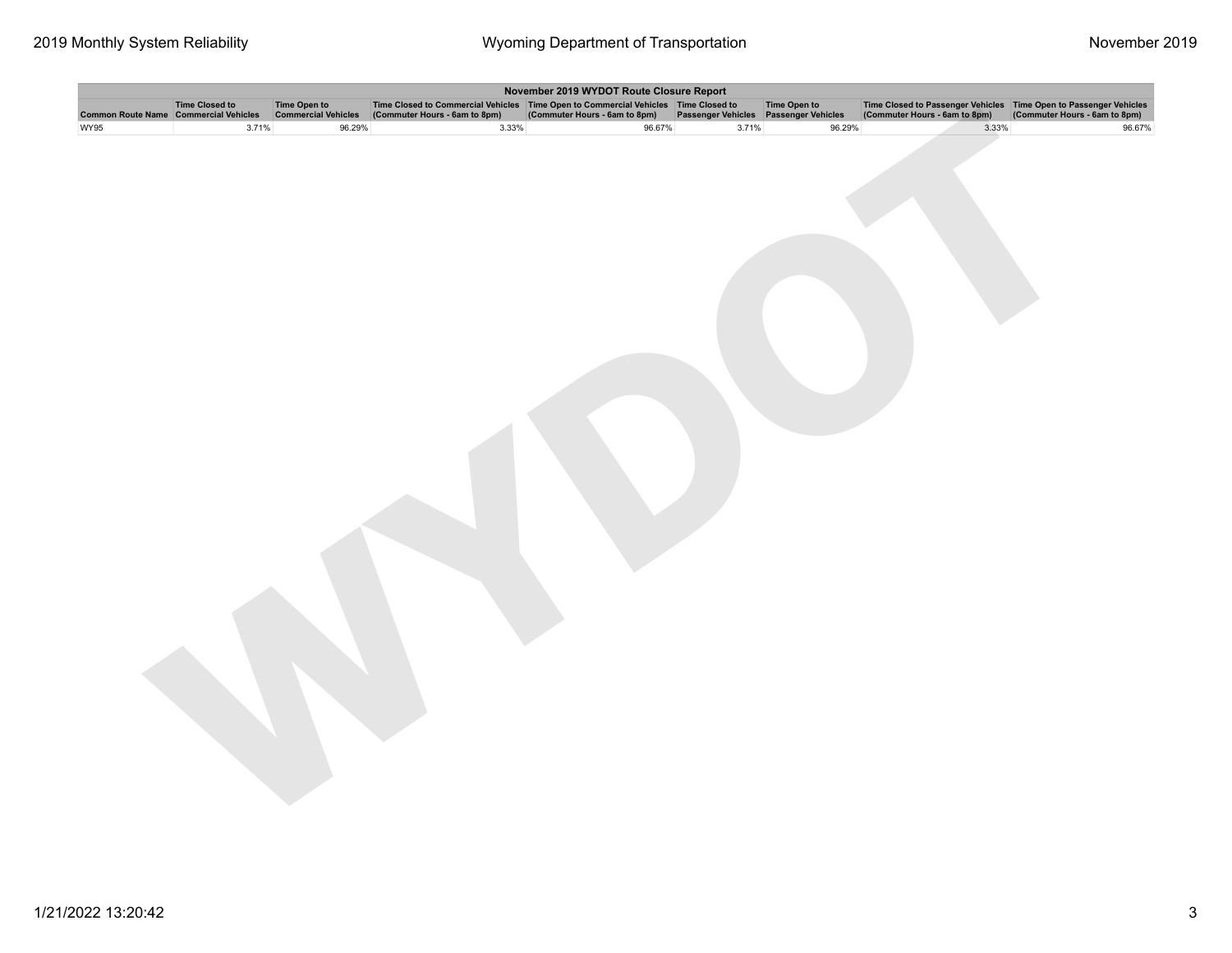| November 2019 WYDOT Route Closure Report | | | | | | | | |
|---|---|---|---|---|---|---|---|---|
| Common Route Name | Time Closed to Commercial Vehicles | Time Open to Commercial Vehicles | Time Closed to Commercial Vehicles (Commuter Hours - 6am to 8pm) | Time Open to Commercial Vehicles (Commuter Hours - 6am to 8pm) | Time Closed to Passenger Vehicles | Time Open to Passenger Vehicles | Time Closed to Passenger Vehicles (Commuter Hours - 6am to 8pm) | Time Open to Passenger Vehicles (Commuter Hours - 6am to 8pm) |
| WY95 | 3.71% | 96.29% | 3.33% | 96.67% | 3.71% | 96.29% | 3.33% | 96.67% |